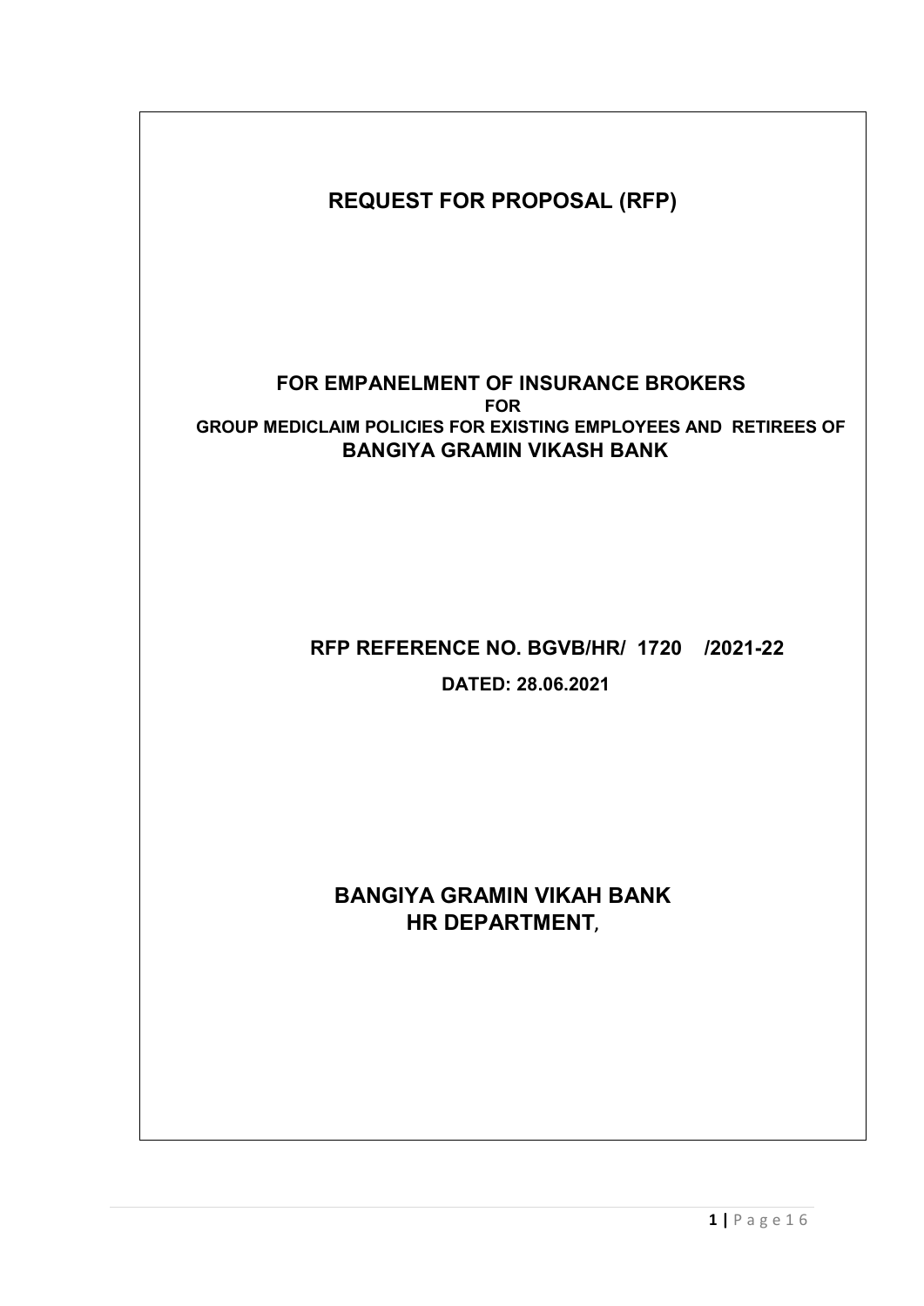# REQUEST FOR PROPOSAL (RFP)

## FOR EMPANELMENT OF INSURANCE BROKERS

**FOR**

**GROUP MEDICLAIM POLICIES FOR EXISTING EMPLOYEES AND RETIREES OF**

**BANGIYA GRAMIN VIKASH BANK**

**RFP REFERENCE NO. BGVB/HR/ 1720 /2021-22**

**DATED: 28.06.2021**

## BANGIYA GRAMIN VIKAH BANK
## HR DEPARTMENT,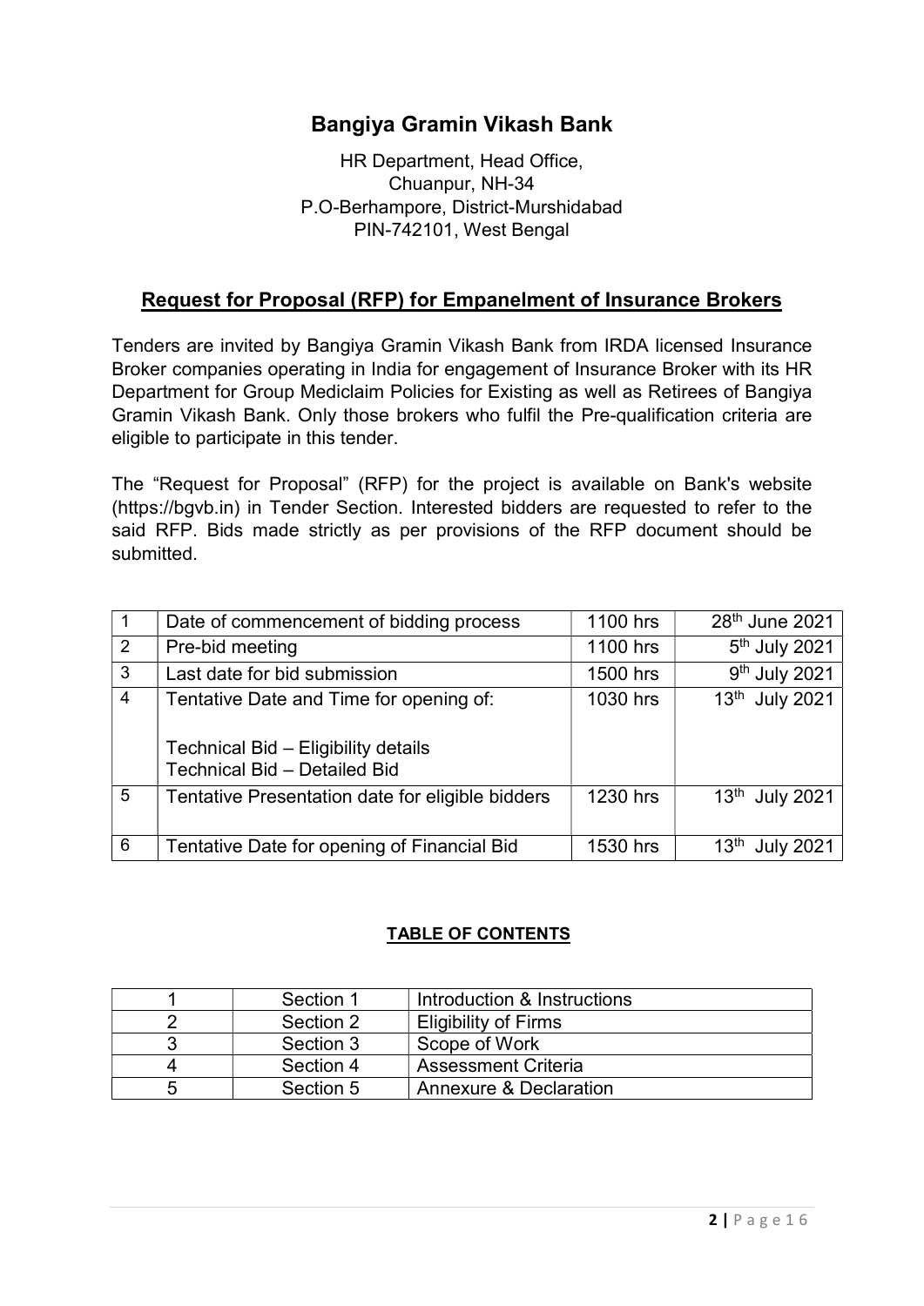# Bangiya Gramin Vikash Bank

HR Department, Head Office,
Chuanpur, NH-34
P.O-Berhampore, District-Murshidabad
PIN-742101, West Bengal

## Request for Proposal (RFP) for Empanelment of Insurance Brokers

Tenders are invited by Bangiya Gramin Vikash Bank from IRDA licensed Insurance Broker companies operating in India for engagement of Insurance Broker with its HR Department for Group Mediclaim Policies for Existing as well as Retirees of Bangiya Gramin Vikash Bank. Only those brokers who fulfil the Pre-qualification criteria are eligible to participate in this tender.

The "Request for Proposal" (RFP) for the project is available on Bank's website (https://bgvb.in) in Tender Section. Interested bidders are requested to refer to the said RFP. Bids made strictly as per provisions of the RFP document should be submitted.

| | | | |
|---|---|---|---|
| 1 | Date of commencement of bidding process | 1100 hrs | 28th June 2021 |
| 2 | Pre-bid meeting | 1100 hrs | 5th July 2021 |
| 3 | Last date for bid submission | 1500 hrs | 9th July 2021 |
| 4 | Tentative Date and Time for opening of:<br><br>Technical Bid – Eligibility details<br>Technical Bid – Detailed Bid | 1030 hrs | 13th July 2021 |
| 5 | Tentative Presentation date for eligible bidders | 1230 hrs | 13th July 2021 |
| 6 | Tentative Date for opening of Financial Bid | 1530 hrs | 13th July 2021 |

### TABLE OF CONTENTS

| | | |
|---|---|---|
| 1 | Section 1 | Introduction & Instructions |
| 2 | Section 2 | Eligibility of Firms |
| 3 | Section 3 | Scope of Work |
| 4 | Section 4 | Assessment Criteria |
| 5 | Section 5 | Annexure & Declaration |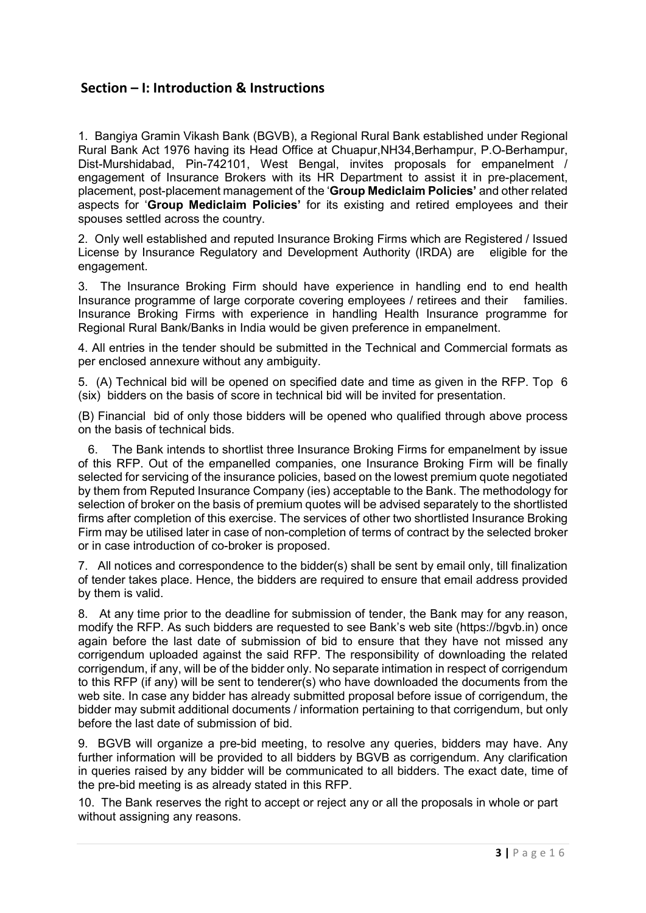## Section – I: Introduction & Instructions

1. Bangiya Gramin Vikash Bank (BGVB), a Regional Rural Bank established under Regional Rural Bank Act 1976 having its Head Office at Chuapur,NH34,Berhampur, P.O-Berhampur, Dist-Murshidabad, Pin-742101, West Bengal, invites proposals for empanelment / engagement of Insurance Brokers with its HR Department to assist it in pre-placement, placement, post-placement management of the '**Group Mediclaim Policies'** and other related aspects for '**Group Mediclaim Policies'** for its existing and retired employees and their spouses settled across the country.

2. Only well established and reputed Insurance Broking Firms which are Registered / Issued License by Insurance Regulatory and Development Authority (IRDA) are eligible for the engagement.

3. The Insurance Broking Firm should have experience in handling end to end health Insurance programme of large corporate covering employees / retirees and their families. Insurance Broking Firms with experience in handling Health Insurance programme for Regional Rural Bank/Banks in India would be given preference in empanelment.

4. All entries in the tender should be submitted in the Technical and Commercial formats as per enclosed annexure without any ambiguity.

5. (A) Technical bid will be opened on specified date and time as given in the RFP. Top 6 (six) bidders on the basis of score in technical bid will be invited for presentation.

(B) Financial bid of only those bidders will be opened who qualified through above process on the basis of technical bids.

6. The Bank intends to shortlist three Insurance Broking Firms for empanelment by issue of this RFP. Out of the empanelled companies, one Insurance Broking Firm will be finally selected for servicing of the insurance policies, based on the lowest premium quote negotiated by them from Reputed Insurance Company (ies) acceptable to the Bank. The methodology for selection of broker on the basis of premium quotes will be advised separately to the shortlisted firms after completion of this exercise. The services of other two shortlisted Insurance Broking Firm may be utilised later in case of non-completion of terms of contract by the selected broker or in case introduction of co-broker is proposed.

7. All notices and correspondence to the bidder(s) shall be sent by email only, till finalization of tender takes place. Hence, the bidders are required to ensure that email address provided by them is valid.

8. At any time prior to the deadline for submission of tender, the Bank may for any reason, modify the RFP. As such bidders are requested to see Bank's web site (https://bgvb.in) once again before the last date of submission of bid to ensure that they have not missed any corrigendum uploaded against the said RFP. The responsibility of downloading the related corrigendum, if any, will be of the bidder only. No separate intimation in respect of corrigendum to this RFP (if any) will be sent to tenderer(s) who have downloaded the documents from the web site. In case any bidder has already submitted proposal before issue of corrigendum, the bidder may submit additional documents / information pertaining to that corrigendum, but only before the last date of submission of bid.

9. BGVB will organize a pre-bid meeting, to resolve any queries, bidders may have. Any further information will be provided to all bidders by BGVB as corrigendum. Any clarification in queries raised by any bidder will be communicated to all bidders. The exact date, time of the pre-bid meeting is as already stated in this RFP.

10. The Bank reserves the right to accept or reject any or all the proposals in whole or part without assigning any reasons.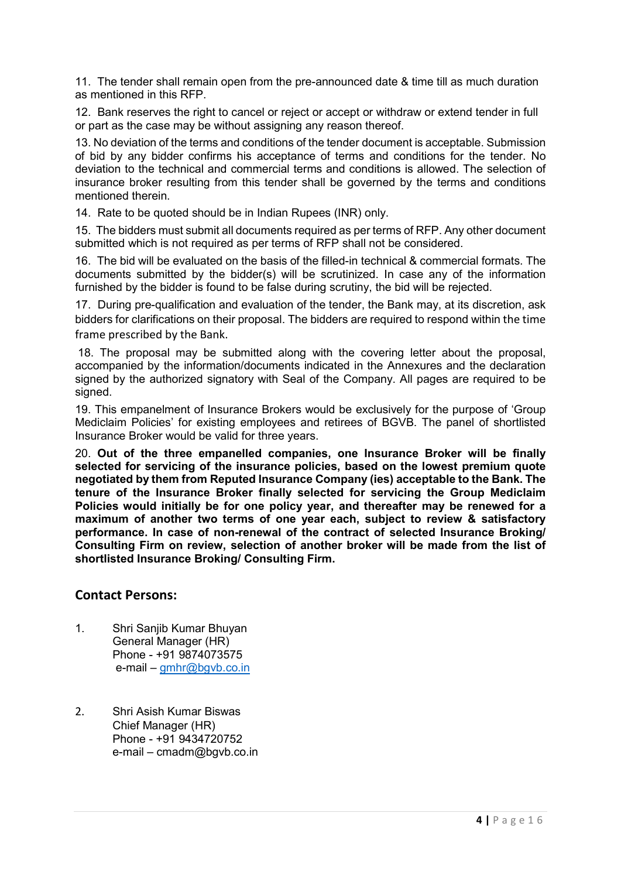11. The tender shall remain open from the pre-announced date & time till as much duration as mentioned in this RFP.

12. Bank reserves the right to cancel or reject or accept or withdraw or extend tender in full or part as the case may be without assigning any reason thereof.

13. No deviation of the terms and conditions of the tender document is acceptable. Submission of bid by any bidder confirms his acceptance of terms and conditions for the tender. No deviation to the technical and commercial terms and conditions is allowed. The selection of insurance broker resulting from this tender shall be governed by the terms and conditions mentioned therein.

14. Rate to be quoted should be in Indian Rupees (INR) only.

15. The bidders must submit all documents required as per terms of RFP. Any other document submitted which is not required as per terms of RFP shall not be considered.

16. The bid will be evaluated on the basis of the filled-in technical & commercial formats. The documents submitted by the bidder(s) will be scrutinized. In case any of the information furnished by the bidder is found to be false during scrutiny, the bid will be rejected.

17. During pre-qualification and evaluation of the tender, the Bank may, at its discretion, ask bidders for clarifications on their proposal. The bidders are required to respond within the time frame prescribed by the Bank.

18. The proposal may be submitted along with the covering letter about the proposal, accompanied by the information/documents indicated in the Annexures and the declaration signed by the authorized signatory with Seal of the Company. All pages are required to be signed.

19. This empanelment of Insurance Brokers would be exclusively for the purpose of 'Group Mediclaim Policies' for existing employees and retirees of BGVB. The panel of shortlisted Insurance Broker would be valid for three years.

20. **Out of the three empanelled companies, one Insurance Broker will be finally selected for servicing of the insurance policies, based on the lowest premium quote negotiated by them from Reputed Insurance Company (ies) acceptable to the Bank. The tenure of the Insurance Broker finally selected for servicing the Group Mediclaim Policies would initially be for one policy year, and thereafter may be renewed for a maximum of another two terms of one year each, subject to review & satisfactory performance. In case of non-renewal of the contract of selected Insurance Broking/ Consulting Firm on review, selection of another broker will be made from the list of shortlisted Insurance Broking/ Consulting Firm.**

## Contact Persons:

1. Shri Sanjib Kumar Bhuyan
   General Manager (HR)
   Phone - +91 9874073575
   e-mail – gmhr@bgvb.co.in

2. Shri Asish Kumar Biswas
   Chief Manager (HR)
   Phone - +91 9434720752
   e-mail – cmadm@bgvb.co.in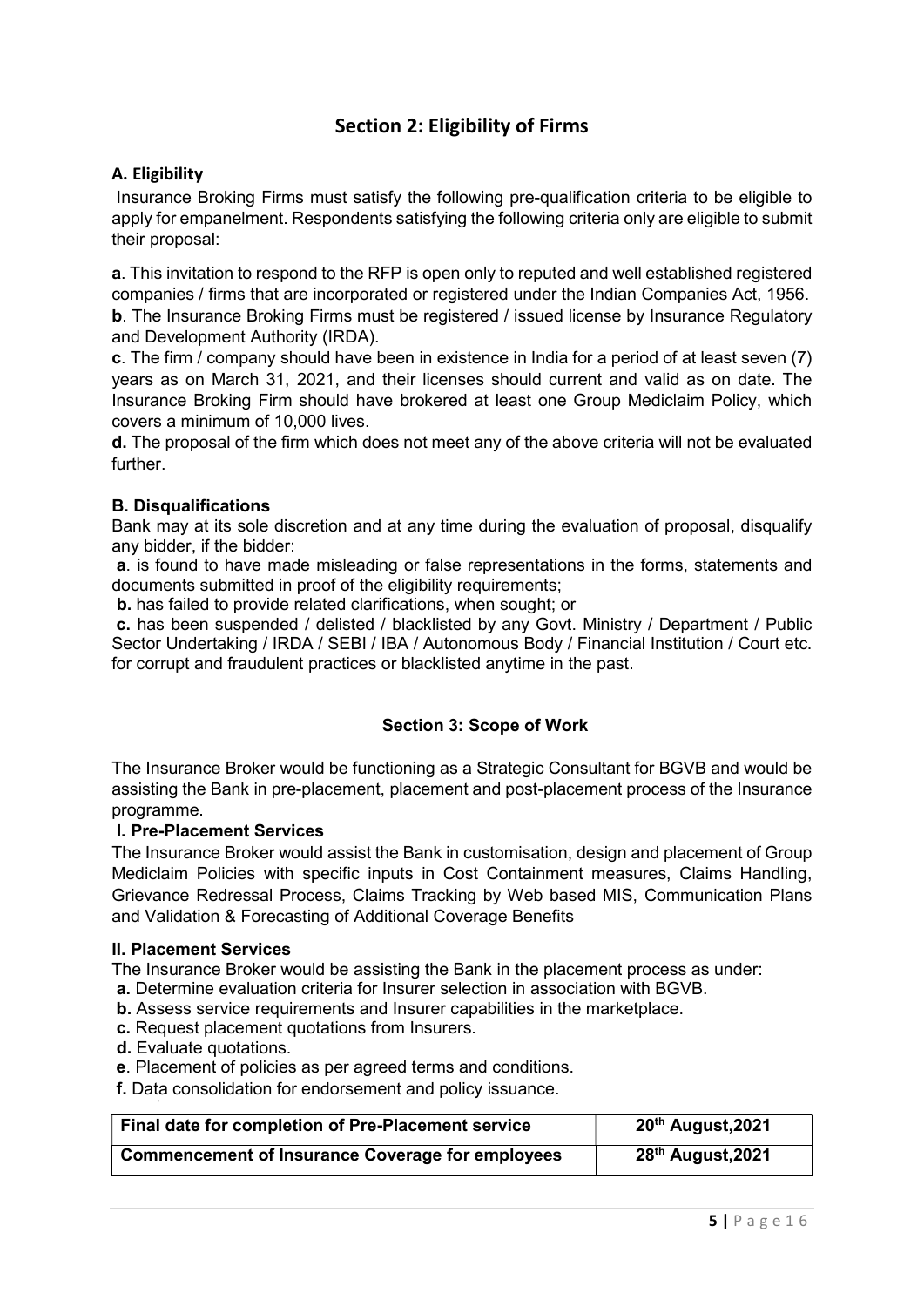## Section 2: Eligibility of Firms

### A. Eligibility

Insurance Broking Firms must satisfy the following pre-qualification criteria to be eligible to apply for empanelment. Respondents satisfying the following criteria only are eligible to submit their proposal:

**a**. This invitation to respond to the RFP is open only to reputed and well established registered companies / firms that are incorporated or registered under the Indian Companies Act, 1956.

**b**. The Insurance Broking Firms must be registered / issued license by Insurance Regulatory and Development Authority (IRDA).

**c**. The firm / company should have been in existence in India for a period of at least seven (7) years as on March 31, 2021, and their licenses should current and valid as on date. The Insurance Broking Firm should have brokered at least one Group Mediclaim Policy, which covers a minimum of 10,000 lives.

**d.** The proposal of the firm which does not meet any of the above criteria will not be evaluated further.

### B. Disqualifications

Bank may at its sole discretion and at any time during the evaluation of proposal, disqualify any bidder, if the bidder:

**a**. is found to have made misleading or false representations in the forms, statements and documents submitted in proof of the eligibility requirements;

**b.** has failed to provide related clarifications, when sought; or

**c.** has been suspended / delisted / blacklisted by any Govt. Ministry / Department / Public Sector Undertaking / IRDA / SEBI / IBA / Autonomous Body / Financial Institution / Court etc. for corrupt and fraudulent practices or blacklisted anytime in the past.

## Section 3: Scope of Work

The Insurance Broker would be functioning as a Strategic Consultant for BGVB and would be assisting the Bank in pre-placement, placement and post-placement process of the Insurance programme.

**I. Pre-Placement Services**

The Insurance Broker would assist the Bank in customisation, design and placement of Group Mediclaim Policies with specific inputs in Cost Containment measures, Claims Handling, Grievance Redressal Process, Claims Tracking by Web based MIS, Communication Plans and Validation & Forecasting of Additional Coverage Benefits

**II. Placement Services**

The Insurance Broker would be assisting the Bank in the placement process as under:

**a.** Determine evaluation criteria for Insurer selection in association with BGVB.

**b.** Assess service requirements and Insurer capabilities in the marketplace.

**c.** Request placement quotations from Insurers.

**d.** Evaluate quotations.

**e**. Placement of policies as per agreed terms and conditions.

**f.** Data consolidation for endorsement and policy issuance.

| | |
|---|---|
| **Final date for completion of Pre-Placement service** | **20th August,2021** |
| **Commencement of Insurance Coverage for employees** | **28th August,2021** |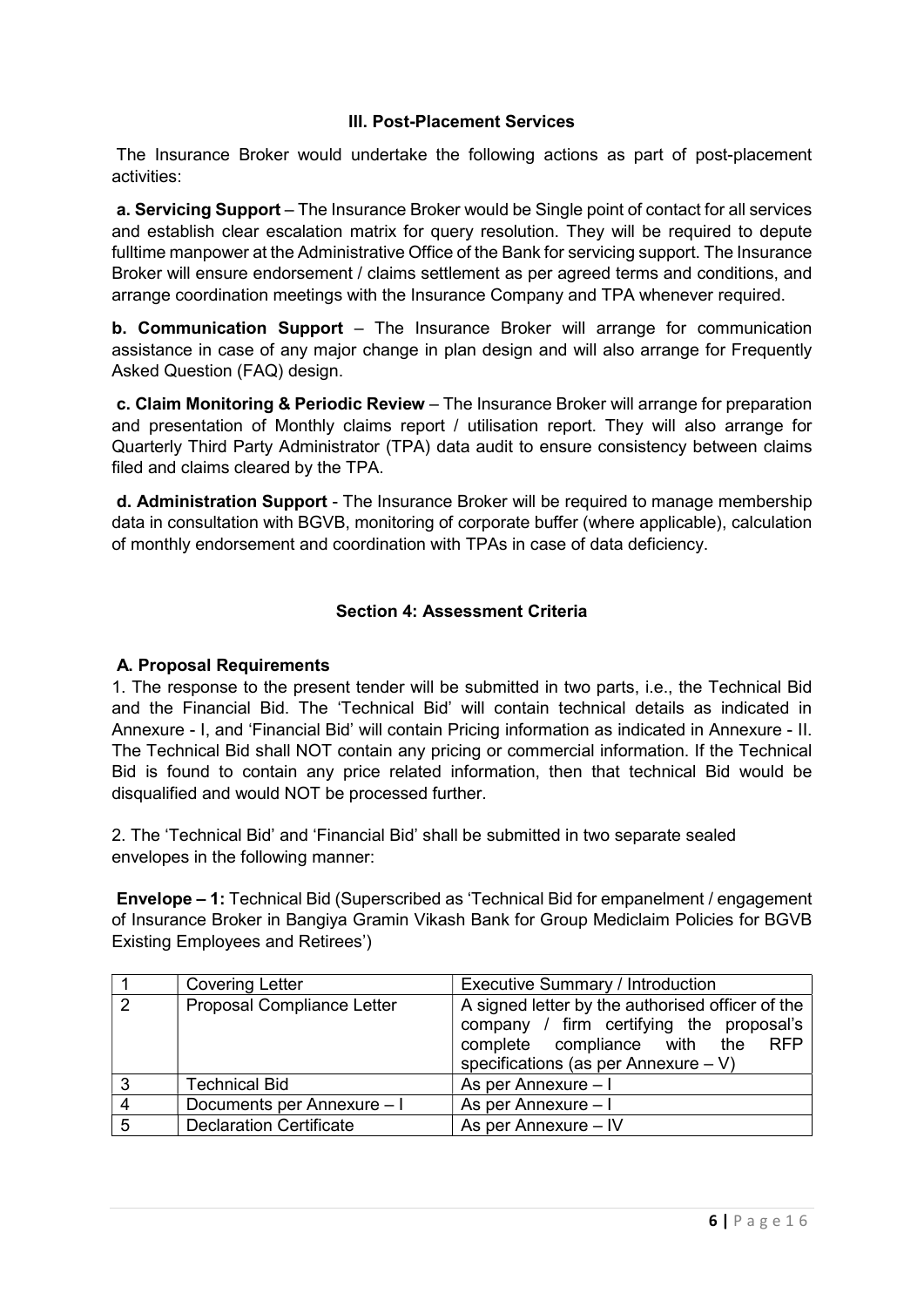### III. Post-Placement Services

The Insurance Broker would undertake the following actions as part of post-placement activities:

**a. Servicing Support** – The Insurance Broker would be Single point of contact for all services and establish clear escalation matrix for query resolution. They will be required to depute fulltime manpower at the Administrative Office of the Bank for servicing support. The Insurance Broker will ensure endorsement / claims settlement as per agreed terms and conditions, and arrange coordination meetings with the Insurance Company and TPA whenever required.

**b. Communication Support** – The Insurance Broker will arrange for communication assistance in case of any major change in plan design and will also arrange for Frequently Asked Question (FAQ) design.

**c. Claim Monitoring & Periodic Review** – The Insurance Broker will arrange for preparation and presentation of Monthly claims report / utilisation report. They will also arrange for Quarterly Third Party Administrator (TPA) data audit to ensure consistency between claims filed and claims cleared by the TPA.

**d. Administration Support** - The Insurance Broker will be required to manage membership data in consultation with BGVB, monitoring of corporate buffer (where applicable), calculation of monthly endorsement and coordination with TPAs in case of data deficiency.

## Section 4: Assessment Criteria

### A. Proposal Requirements

1. The response to the present tender will be submitted in two parts, i.e., the Technical Bid and the Financial Bid. The 'Technical Bid' will contain technical details as indicated in Annexure - I, and 'Financial Bid' will contain Pricing information as indicated in Annexure - II. The Technical Bid shall NOT contain any pricing or commercial information. If the Technical Bid is found to contain any price related information, then that technical Bid would be disqualified and would NOT be processed further.

2. The 'Technical Bid' and 'Financial Bid' shall be submitted in two separate sealed envelopes in the following manner:

**Envelope – 1:** Technical Bid (Superscribed as 'Technical Bid for empanelment / engagement of Insurance Broker in Bangiya Gramin Vikash Bank for Group Mediclaim Policies for BGVB Existing Employees and Retirees')

| | | |
|---|---|---|
| 1 | Covering Letter | Executive Summary / Introduction |
| 2 | Proposal Compliance Letter | A signed letter by the authorised officer of the company / firm certifying the proposal's complete compliance with the RFP specifications (as per Annexure – V) |
| 3 | Technical Bid | As per Annexure – I |
| 4 | Documents per Annexure – I | As per Annexure – I |
| 5 | Declaration Certificate | As per Annexure – IV |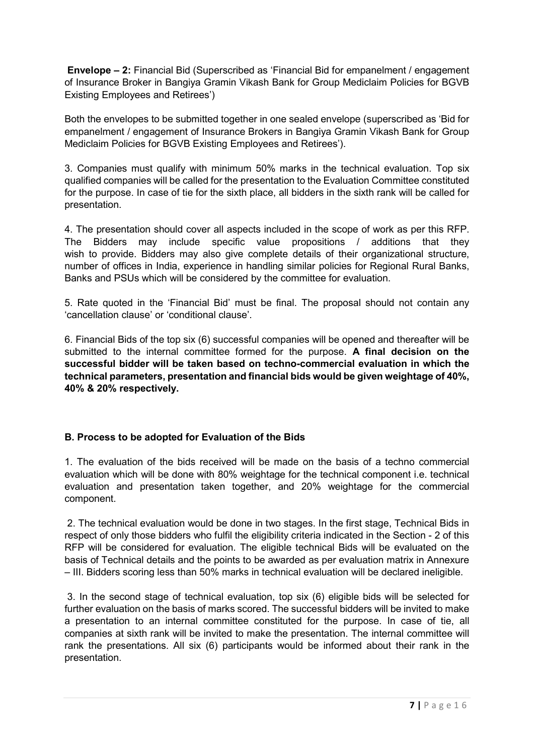**Envelope – 2:** Financial Bid (Superscribed as 'Financial Bid for empanelment / engagement of Insurance Broker in Bangiya Gramin Vikash Bank for Group Mediclaim Policies for BGVB Existing Employees and Retirees')

Both the envelopes to be submitted together in one sealed envelope (superscribed as 'Bid for empanelment / engagement of Insurance Brokers in Bangiya Gramin Vikash Bank for Group Mediclaim Policies for BGVB Existing Employees and Retirees').

3. Companies must qualify with minimum 50% marks in the technical evaluation. Top six qualified companies will be called for the presentation to the Evaluation Committee constituted for the purpose. In case of tie for the sixth place, all bidders in the sixth rank will be called for presentation.

4. The presentation should cover all aspects included in the scope of work as per this RFP. The Bidders may include specific value propositions / additions that they wish to provide. Bidders may also give complete details of their organizational structure, number of offices in India, experience in handling similar policies for Regional Rural Banks, Banks and PSUs which will be considered by the committee for evaluation.

5. Rate quoted in the 'Financial Bid' must be final. The proposal should not contain any 'cancellation clause' or 'conditional clause'.

6. Financial Bids of the top six (6) successful companies will be opened and thereafter will be submitted to the internal committee formed for the purpose. **A final decision on the successful bidder will be taken based on techno-commercial evaluation in which the technical parameters, presentation and financial bids would be given weightage of 40%, 40% & 20% respectively.**

**B. Process to be adopted for Evaluation of the Bids**

1. The evaluation of the bids received will be made on the basis of a techno commercial evaluation which will be done with 80% weightage for the technical component i.e. technical evaluation and presentation taken together, and 20% weightage for the commercial component.

2. The technical evaluation would be done in two stages. In the first stage, Technical Bids in respect of only those bidders who fulfil the eligibility criteria indicated in the Section - 2 of this RFP will be considered for evaluation. The eligible technical Bids will be evaluated on the basis of Technical details and the points to be awarded as per evaluation matrix in Annexure – III. Bidders scoring less than 50% marks in technical evaluation will be declared ineligible.

3. In the second stage of technical evaluation, top six (6) eligible bids will be selected for further evaluation on the basis of marks scored. The successful bidders will be invited to make a presentation to an internal committee constituted for the purpose. In case of tie, all companies at sixth rank will be invited to make the presentation. The internal committee will rank the presentations. All six (6) participants would be informed about their rank in the presentation.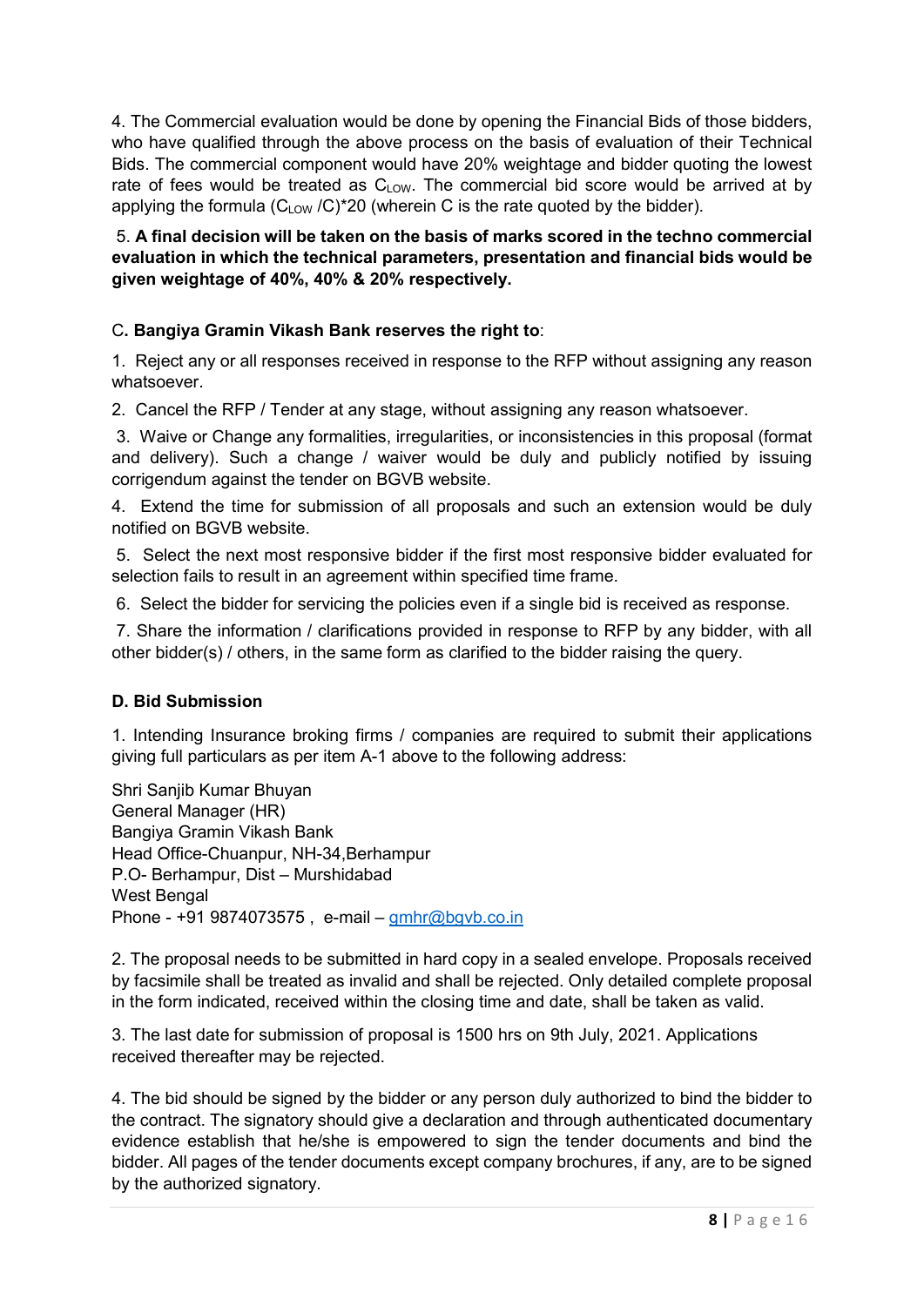4. The Commercial evaluation would be done by opening the Financial Bids of those bidders, who have qualified through the above process on the basis of evaluation of their Technical Bids. The commercial component would have 20% weightage and bidder quoting the lowest rate of fees would be treated as $C_{LOW}$. The commercial bid score would be arrived at by applying the formula $(C_{LOW} / C)*20$ (wherein C is the rate quoted by the bidder).

5. **A final decision will be taken on the basis of marks scored in the techno commercial evaluation in which the technical parameters, presentation and financial bids would be given weightage of 40%, 40% & 20% respectively.**

C**. Bangiya Gramin Vikash Bank reserves the right to**:

1. Reject any or all responses received in response to the RFP without assigning any reason whatsoever.

2. Cancel the RFP / Tender at any stage, without assigning any reason whatsoever.

3. Waive or Change any formalities, irregularities, or inconsistencies in this proposal (format and delivery). Such a change / waiver would be duly and publicly notified by issuing corrigendum against the tender on BGVB website.

4. Extend the time for submission of all proposals and such an extension would be duly notified on BGVB website.

5. Select the next most responsive bidder if the first most responsive bidder evaluated for selection fails to result in an agreement within specified time frame.

6. Select the bidder for servicing the policies even if a single bid is received as response.

7. Share the information / clarifications provided in response to RFP by any bidder, with all other bidder(s) / others, in the same form as clarified to the bidder raising the query.

**D. Bid Submission**

1. Intending Insurance broking firms / companies are required to submit their applications giving full particulars as per item A-1 above to the following address:

Shri Sanjib Kumar Bhuyan
General Manager (HR)
Bangiya Gramin Vikash Bank
Head Office-Chuanpur, NH-34,Berhampur
P.O- Berhampur, Dist – Murshidabad
West Bengal
Phone - +91 9874073575 , e-mail – gmhr@bgvb.co.in

2. The proposal needs to be submitted in hard copy in a sealed envelope. Proposals received by facsimile shall be treated as invalid and shall be rejected. Only detailed complete proposal in the form indicated, received within the closing time and date, shall be taken as valid.

3. The last date for submission of proposal is 1500 hrs on 9th July, 2021. Applications received thereafter may be rejected.

4. The bid should be signed by the bidder or any person duly authorized to bind the bidder to the contract. The signatory should give a declaration and through authenticated documentary evidence establish that he/she is empowered to sign the tender documents and bind the bidder. All pages of the tender documents except company brochures, if any, are to be signed by the authorized signatory.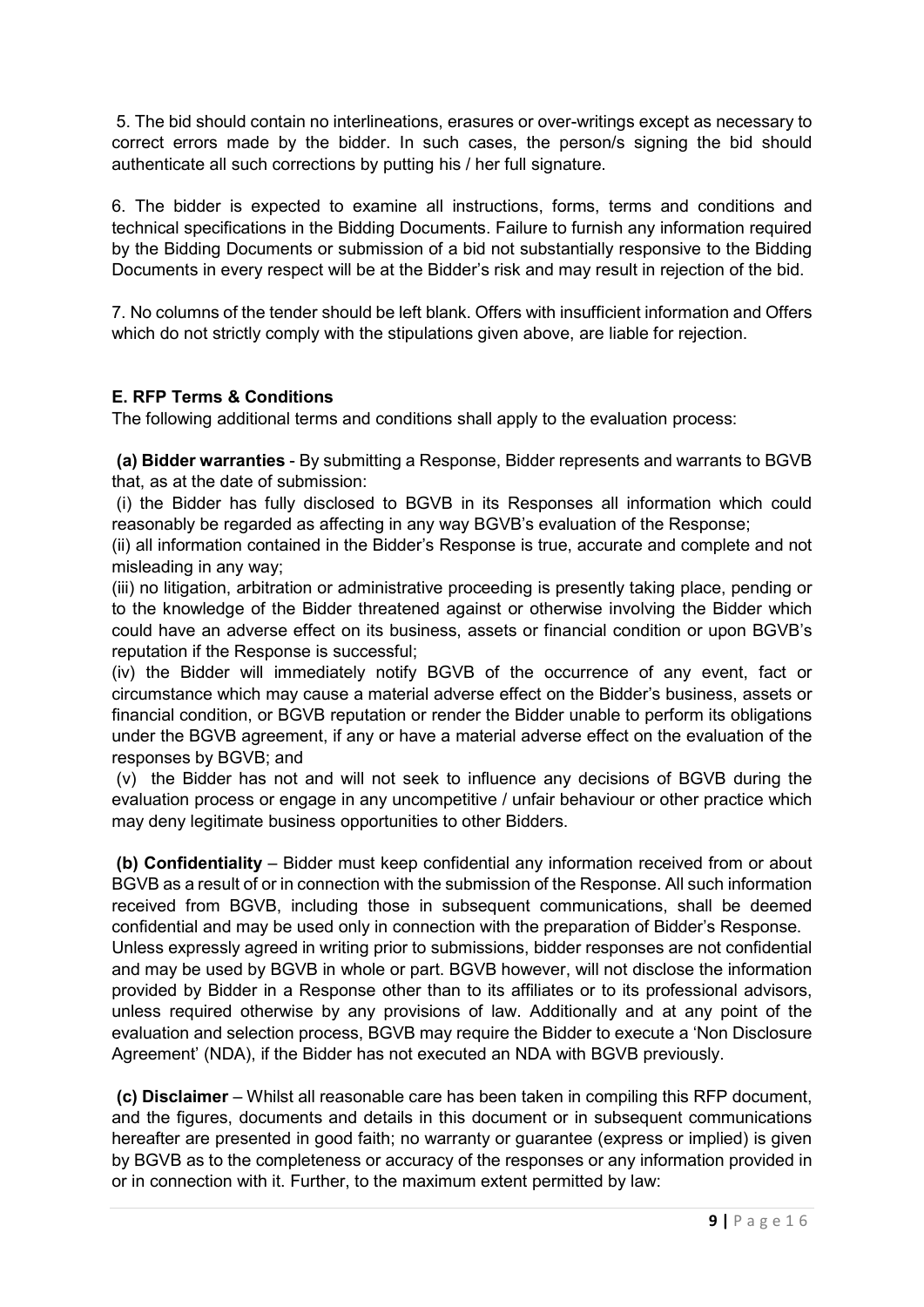5. The bid should contain no interlineations, erasures or over-writings except as necessary to correct errors made by the bidder. In such cases, the person/s signing the bid should authenticate all such corrections by putting his / her full signature.

6. The bidder is expected to examine all instructions, forms, terms and conditions and technical specifications in the Bidding Documents. Failure to furnish any information required by the Bidding Documents or submission of a bid not substantially responsive to the Bidding Documents in every respect will be at the Bidder's risk and may result in rejection of the bid.

7. No columns of the tender should be left blank. Offers with insufficient information and Offers which do not strictly comply with the stipulations given above, are liable for rejection.

### E. RFP Terms & Conditions

The following additional terms and conditions shall apply to the evaluation process:

**(a) Bidder warranties** - By submitting a Response, Bidder represents and warrants to BGVB that, as at the date of submission:

(i) the Bidder has fully disclosed to BGVB in its Responses all information which could reasonably be regarded as affecting in any way BGVB's evaluation of the Response;

(ii) all information contained in the Bidder's Response is true, accurate and complete and not misleading in any way;

(iii) no litigation, arbitration or administrative proceeding is presently taking place, pending or to the knowledge of the Bidder threatened against or otherwise involving the Bidder which could have an adverse effect on its business, assets or financial condition or upon BGVB's reputation if the Response is successful;

(iv) the Bidder will immediately notify BGVB of the occurrence of any event, fact or circumstance which may cause a material adverse effect on the Bidder's business, assets or financial condition, or BGVB reputation or render the Bidder unable to perform its obligations under the BGVB agreement, if any or have a material adverse effect on the evaluation of the responses by BGVB; and

(v) the Bidder has not and will not seek to influence any decisions of BGVB during the evaluation process or engage in any uncompetitive / unfair behaviour or other practice which may deny legitimate business opportunities to other Bidders.

**(b) Confidentiality** – Bidder must keep confidential any information received from or about BGVB as a result of or in connection with the submission of the Response. All such information received from BGVB, including those in subsequent communications, shall be deemed confidential and may be used only in connection with the preparation of Bidder's Response.
Unless expressly agreed in writing prior to submissions, bidder responses are not confidential and may be used by BGVB in whole or part. BGVB however, will not disclose the information provided by Bidder in a Response other than to its affiliates or to its professional advisors, unless required otherwise by any provisions of law. Additionally and at any point of the evaluation and selection process, BGVB may require the Bidder to execute a 'Non Disclosure Agreement' (NDA), if the Bidder has not executed an NDA with BGVB previously.

**(c) Disclaimer** – Whilst all reasonable care has been taken in compiling this RFP document, and the figures, documents and details in this document or in subsequent communications hereafter are presented in good faith; no warranty or guarantee (express or implied) is given by BGVB as to the completeness or accuracy of the responses or any information provided in or in connection with it. Further, to the maximum extent permitted by law: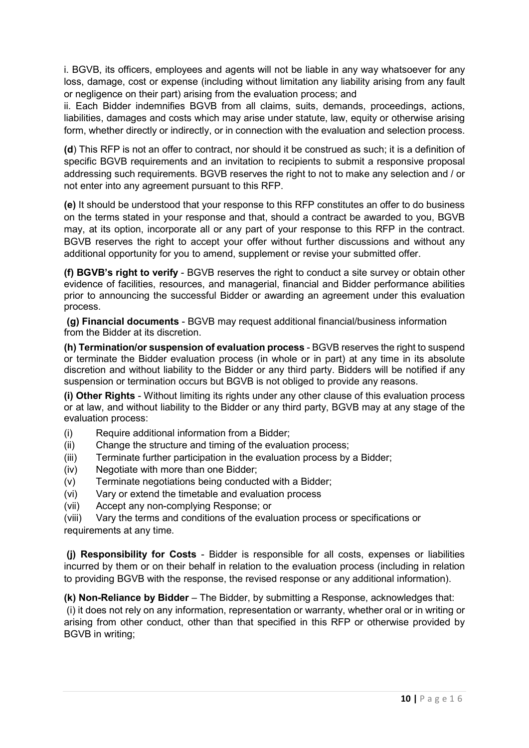i. BGVB, its officers, employees and agents will not be liable in any way whatsoever for any loss, damage, cost or expense (including without limitation any liability arising from any fault or negligence on their part) arising from the evaluation process; and

ii. Each Bidder indemnifies BGVB from all claims, suits, demands, proceedings, actions, liabilities, damages and costs which may arise under statute, law, equity or otherwise arising form, whether directly or indirectly, or in connection with the evaluation and selection process.

**(d**) This RFP is not an offer to contract, nor should it be construed as such; it is a definition of specific BGVB requirements and an invitation to recipients to submit a responsive proposal addressing such requirements. BGVB reserves the right to not to make any selection and / or not enter into any agreement pursuant to this RFP.

**(e)** It should be understood that your response to this RFP constitutes an offer to do business on the terms stated in your response and that, should a contract be awarded to you, BGVB may, at its option, incorporate all or any part of your response to this RFP in the contract. BGVB reserves the right to accept your offer without further discussions and without any additional opportunity for you to amend, supplement or revise your submitted offer.

**(f) BGVB's right to verify** - BGVB reserves the right to conduct a site survey or obtain other evidence of facilities, resources, and managerial, financial and Bidder performance abilities prior to announcing the successful Bidder or awarding an agreement under this evaluation process.

**(g) Financial documents** - BGVB may request additional financial/business information from the Bidder at its discretion.

**(h) Termination/or suspension of evaluation process** - BGVB reserves the right to suspend or terminate the Bidder evaluation process (in whole or in part) at any time in its absolute discretion and without liability to the Bidder or any third party. Bidders will be notified if any suspension or termination occurs but BGVB is not obliged to provide any reasons.

**(i) Other Rights** - Without limiting its rights under any other clause of this evaluation process or at law, and without liability to the Bidder or any third party, BGVB may at any stage of the evaluation process:

(i) Require additional information from a Bidder;
(ii) Change the structure and timing of the evaluation process;
(iii) Terminate further participation in the evaluation process by a Bidder;
(iv) Negotiate with more than one Bidder;
(v) Terminate negotiations being conducted with a Bidder;
(vi) Vary or extend the timetable and evaluation process
(vii) Accept any non-complying Response; or
(viii) Vary the terms and conditions of the evaluation process or specifications or requirements at any time.

**(j) Responsibility for Costs** - Bidder is responsible for all costs, expenses or liabilities incurred by them or on their behalf in relation to the evaluation process (including in relation to providing BGVB with the response, the revised response or any additional information).

**(k) Non-Reliance by Bidder** – The Bidder, by submitting a Response, acknowledges that:

(i) it does not rely on any information, representation or warranty, whether oral or in writing or arising from other conduct, other than that specified in this RFP or otherwise provided by BGVB in writing;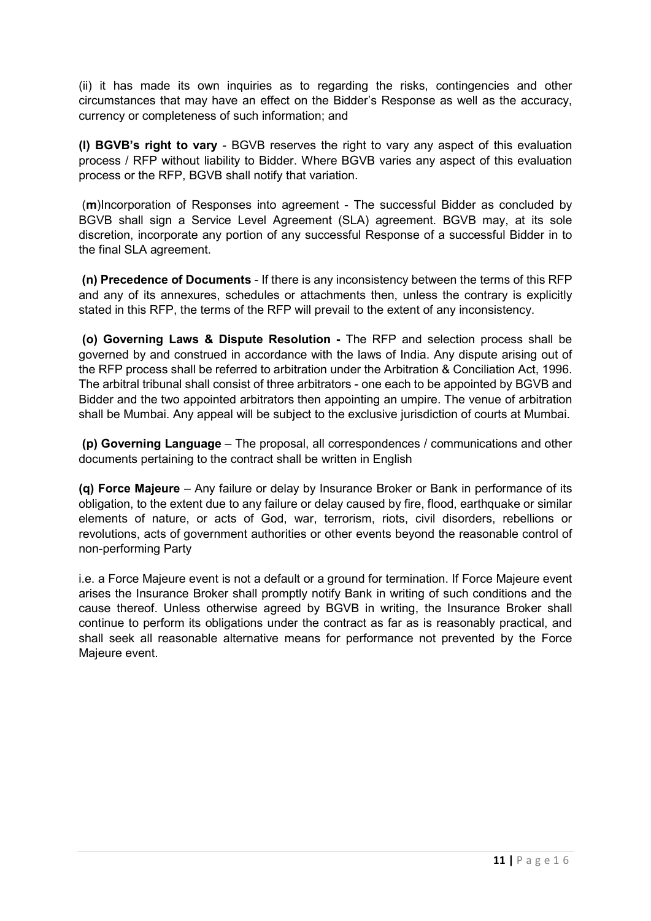(ii) it has made its own inquiries as to regarding the risks, contingencies and other circumstances that may have an effect on the Bidder's Response as well as the accuracy, currency or completeness of such information; and

**(l) BGVB's right to vary** - BGVB reserves the right to vary any aspect of this evaluation process / RFP without liability to Bidder. Where BGVB varies any aspect of this evaluation process or the RFP, BGVB shall notify that variation.

(**m**)Incorporation of Responses into agreement - The successful Bidder as concluded by BGVB shall sign a Service Level Agreement (SLA) agreement. BGVB may, at its sole discretion, incorporate any portion of any successful Response of a successful Bidder in to the final SLA agreement.

**(n) Precedence of Documents** - If there is any inconsistency between the terms of this RFP and any of its annexures, schedules or attachments then, unless the contrary is explicitly stated in this RFP, the terms of the RFP will prevail to the extent of any inconsistency.

**(o) Governing Laws & Dispute Resolution -** The RFP and selection process shall be governed by and construed in accordance with the laws of India. Any dispute arising out of the RFP process shall be referred to arbitration under the Arbitration & Conciliation Act, 1996. The arbitral tribunal shall consist of three arbitrators - one each to be appointed by BGVB and Bidder and the two appointed arbitrators then appointing an umpire. The venue of arbitration shall be Mumbai. Any appeal will be subject to the exclusive jurisdiction of courts at Mumbai.

**(p) Governing Language** – The proposal, all correspondences / communications and other documents pertaining to the contract shall be written in English

**(q) Force Majeure** – Any failure or delay by Insurance Broker or Bank in performance of its obligation, to the extent due to any failure or delay caused by fire, flood, earthquake or similar elements of nature, or acts of God, war, terrorism, riots, civil disorders, rebellions or revolutions, acts of government authorities or other events beyond the reasonable control of non-performing Party

i.e. a Force Majeure event is not a default or a ground for termination. If Force Majeure event arises the Insurance Broker shall promptly notify Bank in writing of such conditions and the cause thereof. Unless otherwise agreed by BGVB in writing, the Insurance Broker shall continue to perform its obligations under the contract as far as is reasonably practical, and shall seek all reasonable alternative means for performance not prevented by the Force Majeure event.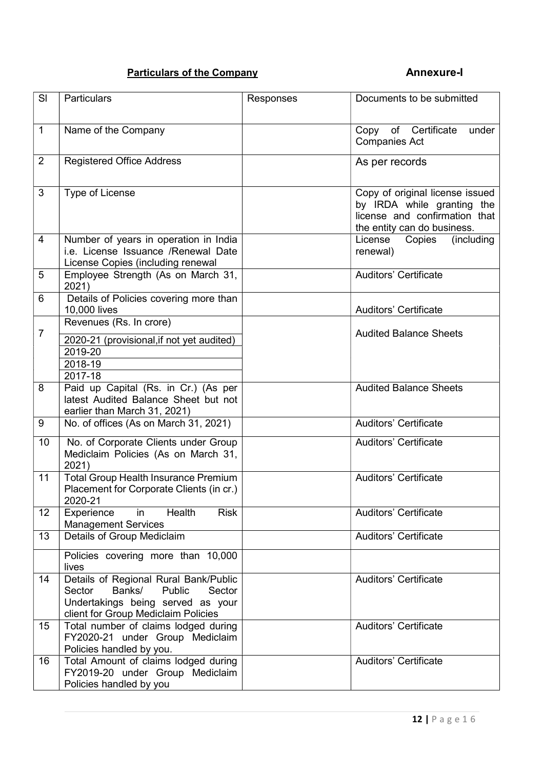**Particulars of the Company** **Annexure-I**

| Sl | Particulars | Responses | Documents to be submitted |
|---|---|---|---|
| 1 | Name of the Company | | Copy of Certificate under Companies Act |
| 2 | Registered Office Address | | As per records |
| 3 | Type of License | | Copy of original license issued by IRDA while granting the license and confirmation that the entity can do business. |
| 4 | Number of years in operation in India i.e. License Issuance /Renewal Date License Copies (including renewal | | License Copies (including renewal) |
| 5 | Employee Strength (As on March 31, 2021) | | Auditors' Certificate |
| 6 | Details of Policies covering more than 10,000 lives | | Auditors' Certificate |
| 7 | Revenues (Rs. In crore) | | Audited Balance Sheets |
| | 2020-21 (provisional,if not yet audited) | | |
| | 2019-20 | | |
| | 2018-19 | | |
| | 2017-18 | | |
| 8 | Paid up Capital (Rs. in Cr.) (As per latest Audited Balance Sheet but not earlier than March 31, 2021) | | Audited Balance Sheets |
| 9 | No. of offices (As on March 31, 2021) | | Auditors' Certificate |
| 10 | No. of Corporate Clients under Group Mediclaim Policies (As on March 31, 2021) | | Auditors' Certificate |
| 11 | Total Group Health Insurance Premium Placement for Corporate Clients (in cr.) 2020-21 | | Auditors' Certificate |
| 12 | Experience in Health Risk Management Services | | Auditors' Certificate |
| 13 | Details of Group Mediclaim | | Auditors' Certificate |
| | Policies covering more than 10,000 lives | | |
| 14 | Details of Regional Rural Bank/Public Sector Banks/ Public Sector Undertakings being served as your client for Group Mediclaim Policies | | Auditors' Certificate |
| 15 | Total number of claims lodged during FY2020-21 under Group Mediclaim Policies handled by you. | | Auditors' Certificate |
| 16 | Total Amount of claims lodged during FY2019-20 under Group Mediclaim Policies handled by you | | Auditors' Certificate |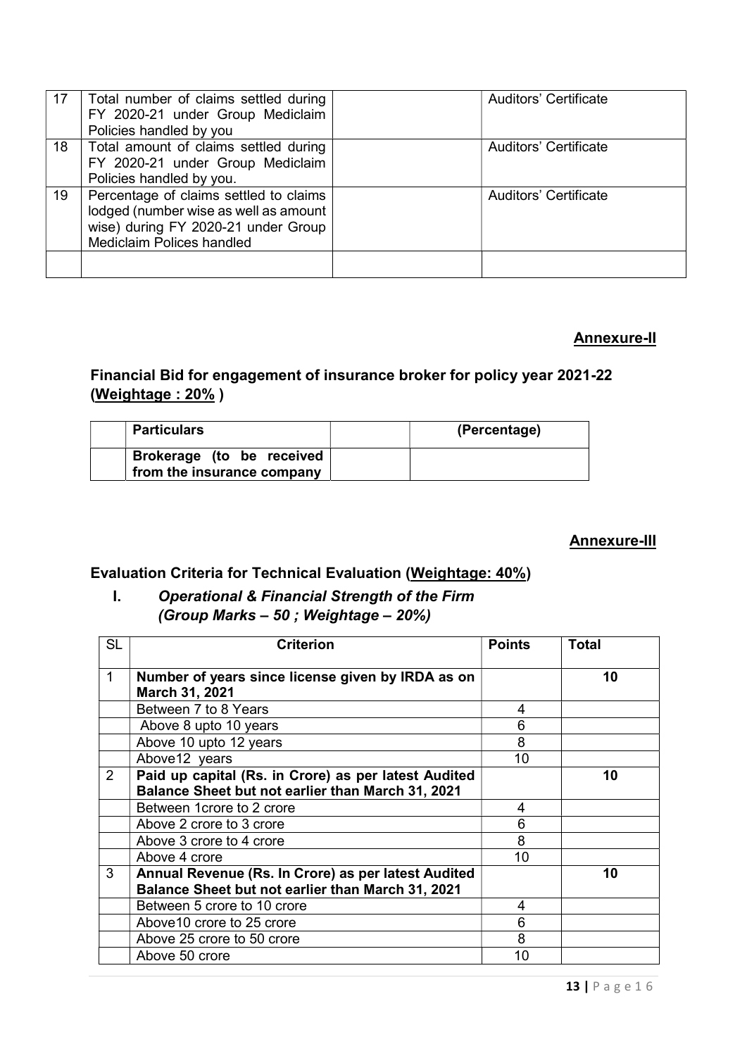| | | | |
|---|---|---|---|
| 17 | Total number of claims settled during FY 2020-21 under Group Mediclaim Policies handled by you | | Auditors' Certificate |
| 18 | Total amount of claims settled during FY 2020-21 under Group Mediclaim Policies handled by you. | | Auditors' Certificate |
| 19 | Percentage of claims settled to claims lodged (number wise as well as amount wise) during FY 2020-21 under Group Mediclaim Polices handled | | Auditors' Certificate |
| | | | |

## Annexure-II

### Financial Bid for engagement of insurance broker for policy year 2021-22 (Weightage : 20% )

| | Particulars | | (Percentage) |
|---|---|---|---|
| | Brokerage (to be received from the insurance company | | |

## Annexure-III

### Evaluation Criteria for Technical Evaluation (Weightage: 40%)

**I. *Operational & Financial Strength of the Firm (Group Marks – 50 ; Weightage – 20%)***

| SL | Criterion | Points | Total |
|---|---|---|---|
| 1 | **Number of years since license given by IRDA as on March 31, 2021** | | 10 |
| | Between 7 to 8 Years | 4 | |
| | Above 8 upto 10 years | 6 | |
| | Above 10 upto 12 years | 8 | |
| | Above12 years | 10 | |
| 2 | **Paid up capital (Rs. in Crore) as per latest Audited Balance Sheet but not earlier than March 31, 2021** | | 10 |
| | Between 1crore to 2 crore | 4 | |
| | Above 2 crore to 3 crore | 6 | |
| | Above 3 crore to 4 crore | 8 | |
| | Above 4 crore | 10 | |
| 3 | **Annual Revenue (Rs. In Crore) as per latest Audited Balance Sheet but not earlier than March 31, 2021** | | 10 |
| | Between 5 crore to 10 crore | 4 | |
| | Above10 crore to 25 crore | 6 | |
| | Above 25 crore to 50 crore | 8 | |
| | Above 50 crore | 10 | |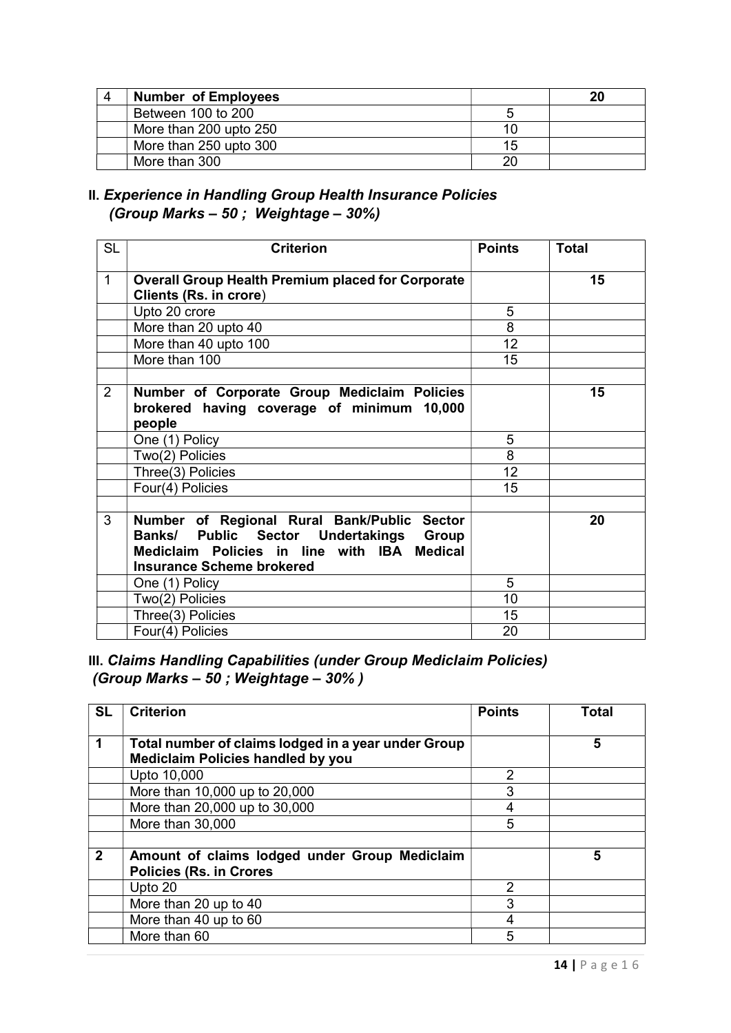| 4 | **Number of Employees** | | **20** |
|---|---|---|---|
| | Between 100 to 200 | 5 | |
| | More than 200 upto 250 | 10 | |
| | More than 250 upto 300 | 15 | |
| | More than 300 | 20 | |

## II. *Experience in Handling Group Health Insurance Policies (Group Marks – 50 ; Weightage – 30%)*

| SL | Criterion | Points | Total |
|---|---|---|---|
| 1 | **Overall Group Health Premium placed for Corporate Clients (Rs. in crore**) | | **15** |
| | Upto 20 crore | 5 | |
| | More than 20 upto 40 | 8 | |
| | More than 40 upto 100 | 12 | |
| | More than 100 | 15 | |
| | | | |
| 2 | **Number of Corporate Group Mediclaim Policies brokered having coverage of minimum 10,000 people** | | **15** |
| | One (1) Policy | 5 | |
| | Two(2) Policies | 8 | |
| | Three(3) Policies | 12 | |
| | Four(4) Policies | 15 | |
| | | | |
| 3 | **Number of Regional Rural Bank/Public Sector Banks/ Public Sector Undertakings Group Mediclaim Policies in line with IBA Medical Insurance Scheme brokered** | | **20** |
| | One (1) Policy | 5 | |
| | Two(2) Policies | 10 | |
| | Three(3) Policies | 15 | |
| | Four(4) Policies | 20 | |

## III. *Claims Handling Capabilities (under Group Mediclaim Policies) (Group Marks – 50 ; Weightage – 30% )*

| SL | Criterion | Points | Total |
|---|---|---|---|
| **1** | **Total number of claims lodged in a year under Group Mediclaim Policies handled by you** | | **5** |
| | Upto 10,000 | 2 | |
| | More than 10,000 up to 20,000 | 3 | |
| | More than 20,000 up to 30,000 | 4 | |
| | More than 30,000 | 5 | |
| | | | |
| **2** | **Amount of claims lodged under Group Mediclaim Policies (Rs. in Crores** | | **5** |
| | Upto 20 | 2 | |
| | More than 20 up to 40 | 3 | |
| | More than 40 up to 60 | 4 | |
| | More than 60 | 5 | |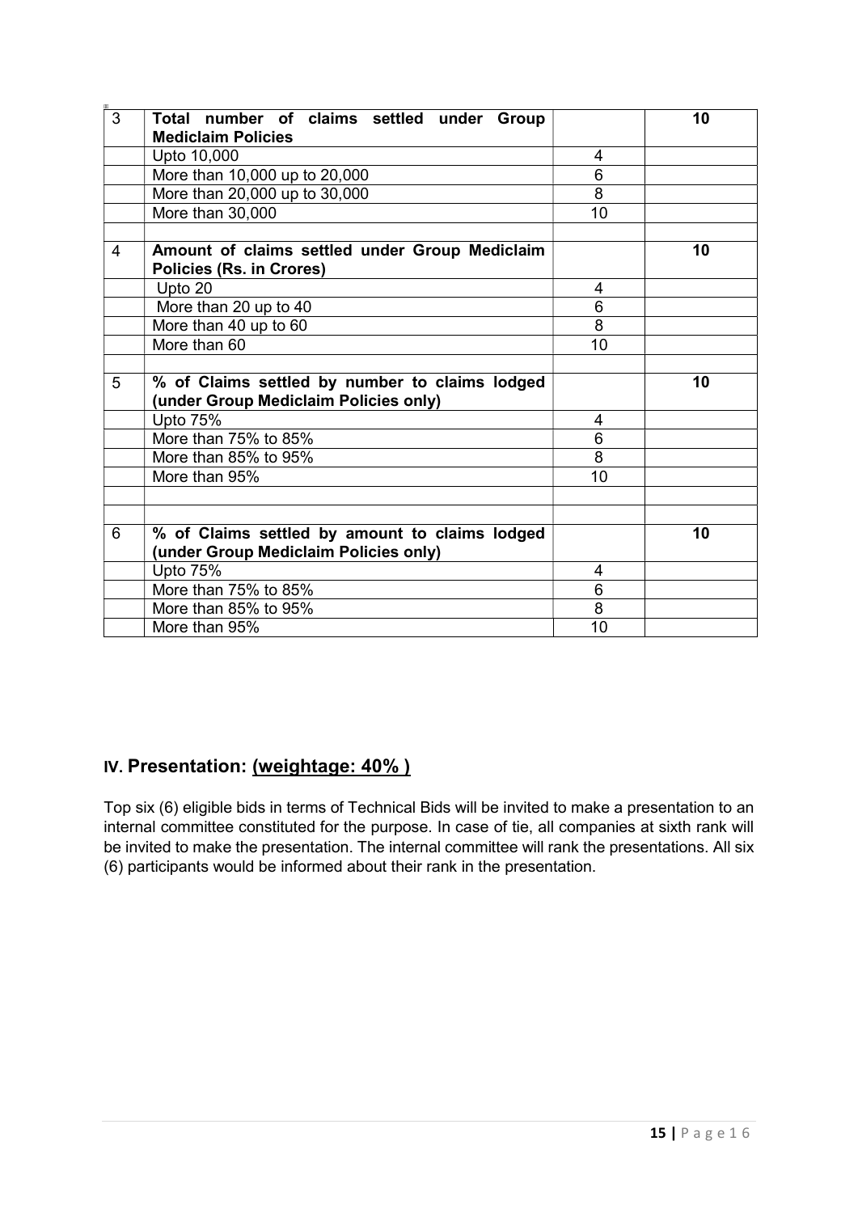| | | | |
|---|---|---|---|
| 3 | **Total number of claims settled under Group Mediclaim Policies** | | **10** |
| | Upto 10,000 | 4 | |
| | More than 10,000 up to 20,000 | 6 | |
| | More than 20,000 up to 30,000 | 8 | |
| | More than 30,000 | 10 | |
| | | | |
| 4 | **Amount of claims settled under Group Mediclaim Policies (Rs. in Crores)** | | **10** |
| | Upto 20 | 4 | |
| | More than 20 up to 40 | 6 | |
| | More than 40 up to 60 | 8 | |
| | More than 60 | 10 | |
| | | | |
| 5 | **% of Claims settled by number to claims lodged (under Group Mediclaim Policies only)** | | **10** |
| | Upto 75% | 4 | |
| | More than 75% to 85% | 6 | |
| | More than 85% to 95% | 8 | |
| | More than 95% | 10 | |
| | | | |
| | | | |
| 6 | **% of Claims settled by amount to claims lodged (under Group Mediclaim Policies only)** | | **10** |
| | Upto 75% | 4 | |
| | More than 75% to 85% | 6 | |
| | More than 85% to 95% | 8 | |
| | More than 95% | 10 | |

## IV. Presentation: <u>(weightage: 40% )</u>

Top six (6) eligible bids in terms of Technical Bids will be invited to make a presentation to an internal committee constituted for the purpose. In case of tie, all companies at sixth rank will be invited to make the presentation. The internal committee will rank the presentations. All six (6) participants would be informed about their rank in the presentation.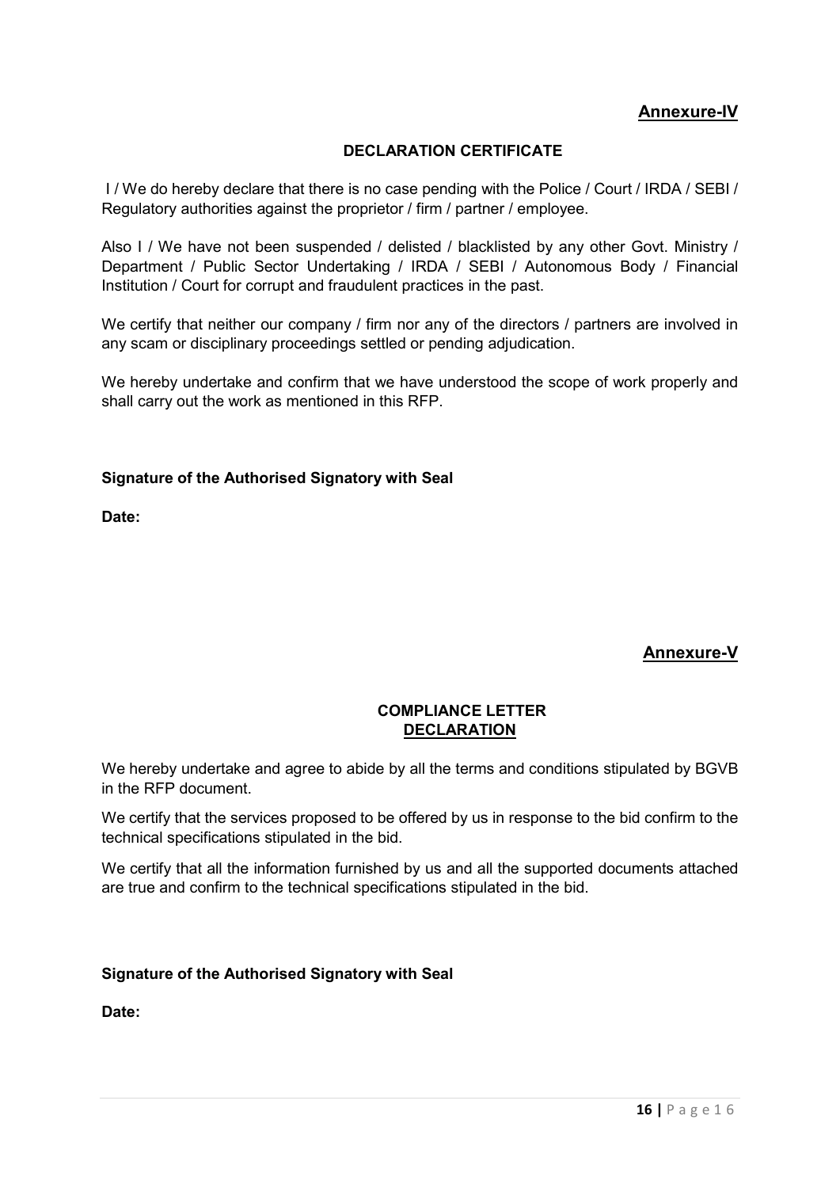## Annexure-IV

### DECLARATION CERTIFICATE

I / We do hereby declare that there is no case pending with the Police / Court / IRDA / SEBI / Regulatory authorities against the proprietor / firm / partner / employee.

Also I / We have not been suspended / delisted / blacklisted by any other Govt. Ministry / Department / Public Sector Undertaking / IRDA / SEBI / Autonomous Body / Financial Institution / Court for corrupt and fraudulent practices in the past.

We certify that neither our company / firm nor any of the directors / partners are involved in any scam or disciplinary proceedings settled or pending adjudication.

We hereby undertake and confirm that we have understood the scope of work properly and shall carry out the work as mentioned in this RFP.

**Signature of the Authorised Signatory with Seal**

**Date:**

## Annexure-V

### COMPLIANCE LETTER
### DECLARATION

We hereby undertake and agree to abide by all the terms and conditions stipulated by BGVB in the RFP document.

We certify that the services proposed to be offered by us in response to the bid confirm to the technical specifications stipulated in the bid.

We certify that all the information furnished by us and all the supported documents attached are true and confirm to the technical specifications stipulated in the bid.

**Signature of the Authorised Signatory with Seal**

**Date:**